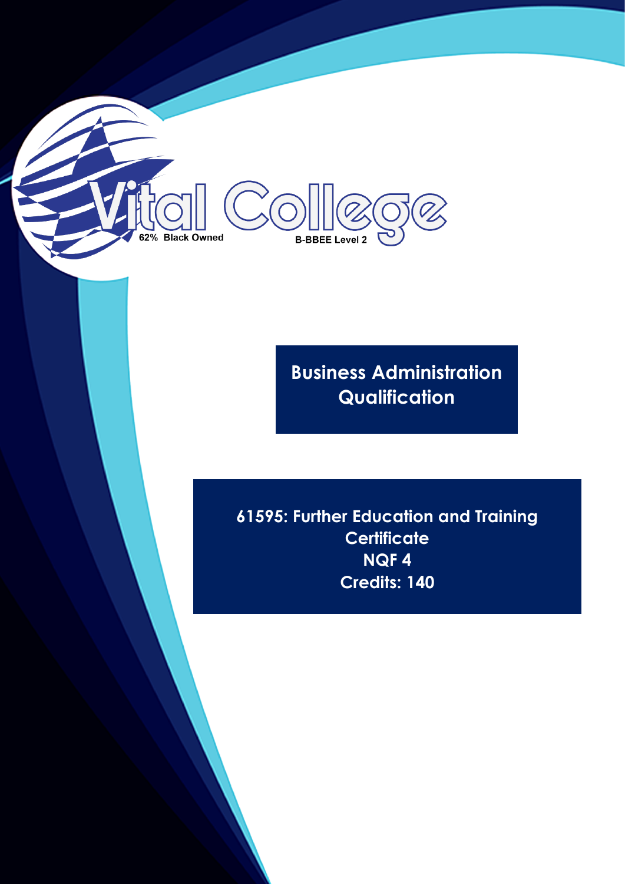Vital College

62% Black Owned

B-BBEE Level 2

# Business Administration Qualification

## 61595: Further Education and Training Certificate

**NQF 4**

**Credits: 140**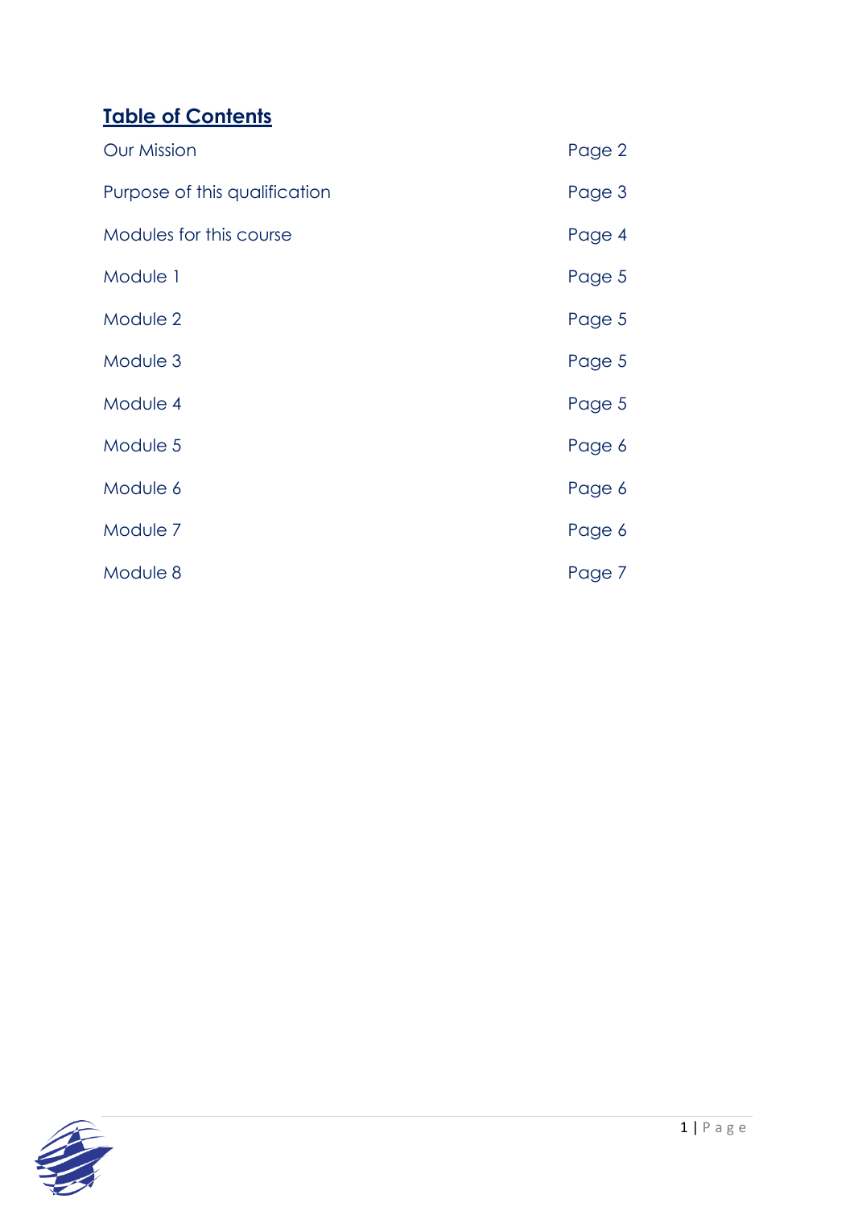## Table of Contents

| | |
|---|---|
| Our Mission | Page 2 |
| Purpose of this qualification | Page 3 |
| Modules for this course | Page 4 |
| Module 1 | Page 5 |
| Module 2 | Page 5 |
| Module 3 | Page 5 |
| Module 4 | Page 5 |
| Module 5 | Page 6 |
| Module 6 | Page 6 |
| Module 7 | Page 6 |
| Module 8 | Page 7 |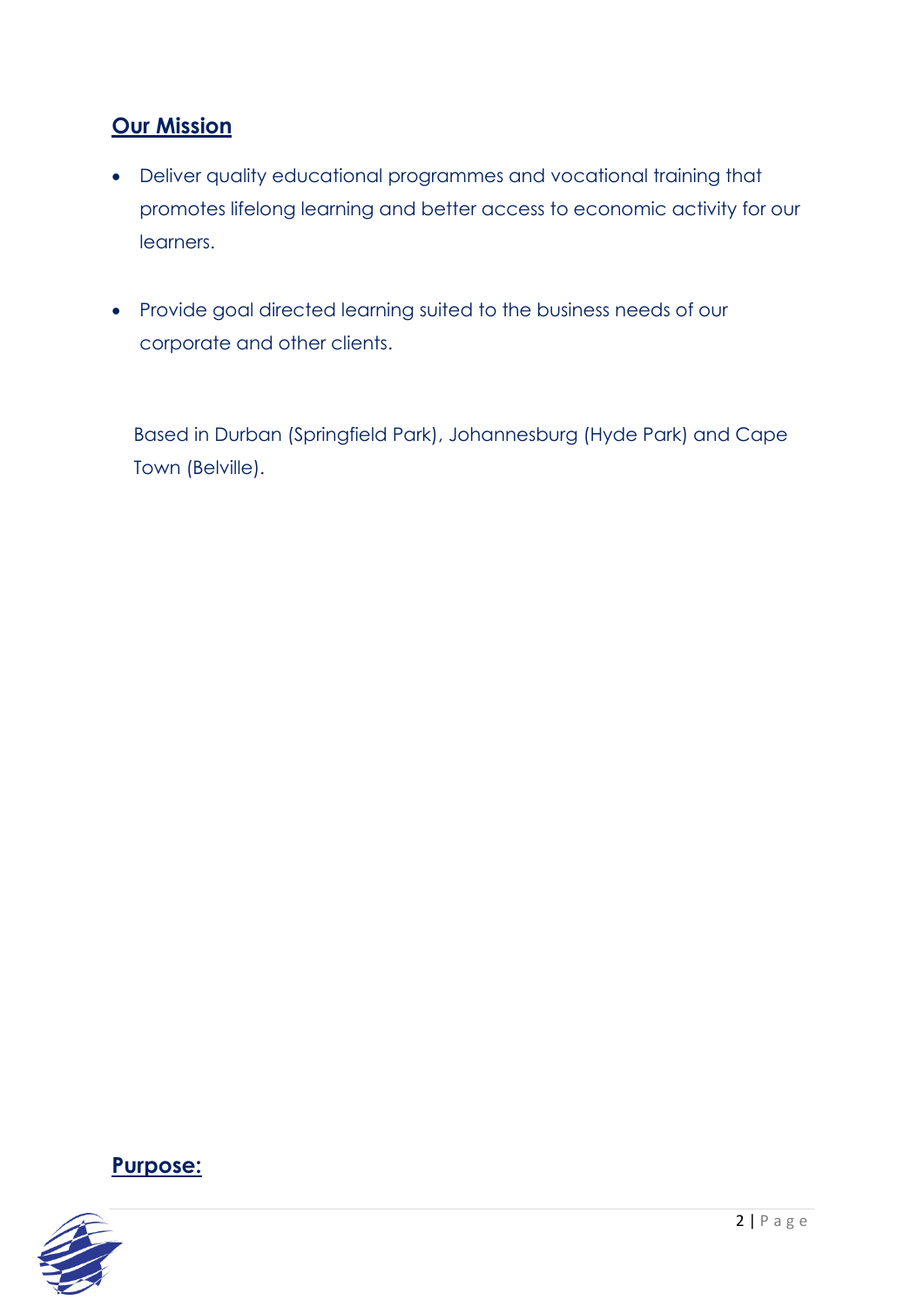## Our Mission

- Deliver quality educational programmes and vocational training that promotes lifelong learning and better access to economic activity for our learners.
- Provide goal directed learning suited to the business needs of our corporate and other clients.

Based in Durban (Springfield Park), Johannesburg (Hyde Park) and Cape Town (Belville).

## Purpose: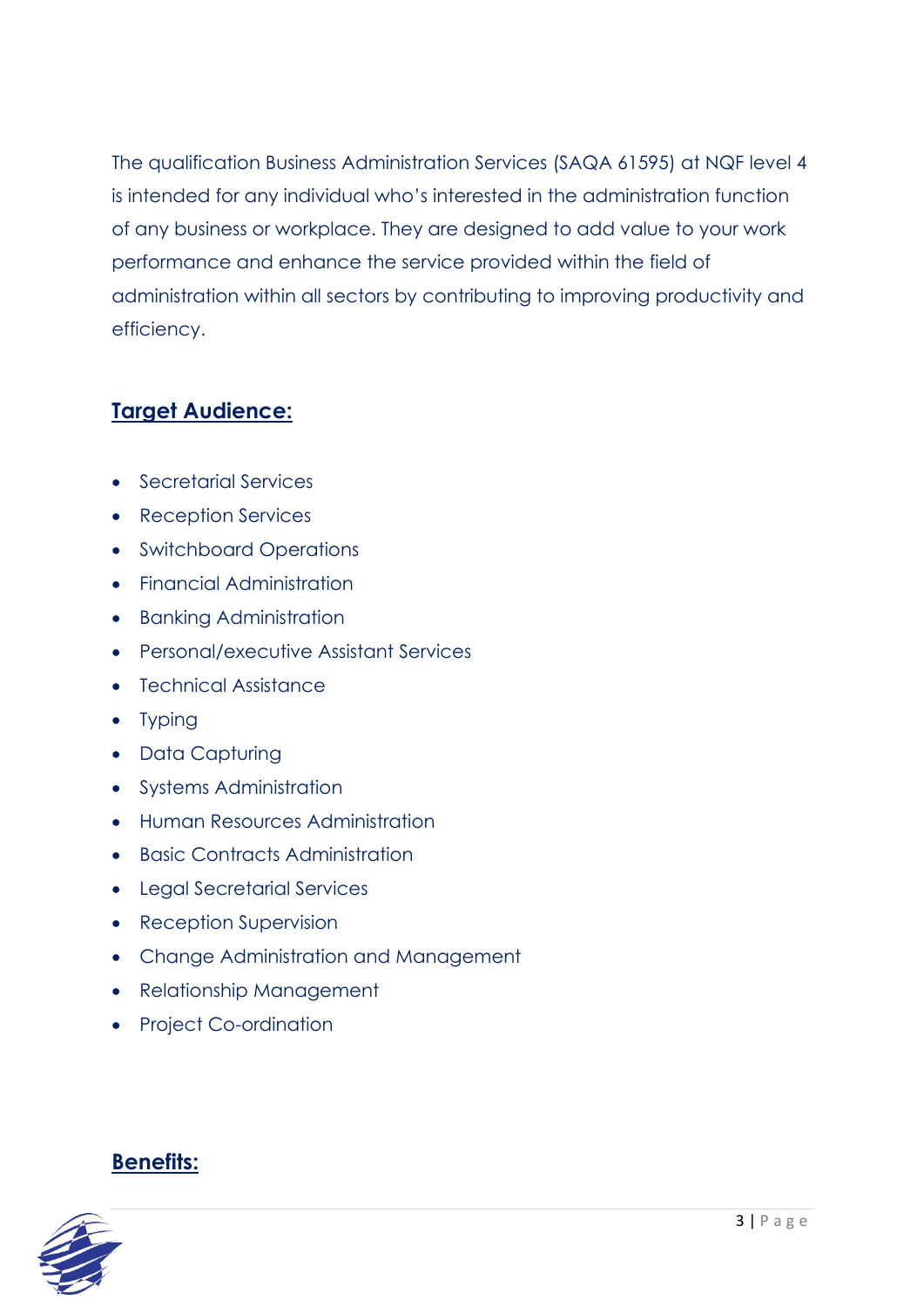The qualification Business Administration Services (SAQA 61595) at NQF level 4 is intended for any individual who's interested in the administration function of any business or workplace. They are designed to add value to your work performance and enhance the service provided within the field of administration within all sectors by contributing to improving productivity and efficiency.

## Target Audience:

- Secretarial Services
- Reception Services
- Switchboard Operations
- Financial Administration
- Banking Administration
- Personal/executive Assistant Services
- Technical Assistance
- Typing
- Data Capturing
- Systems Administration
- Human Resources Administration
- Basic Contracts Administration
- Legal Secretarial Services
- Reception Supervision
- Change Administration and Management
- Relationship Management
- Project Co-ordination

## Benefits: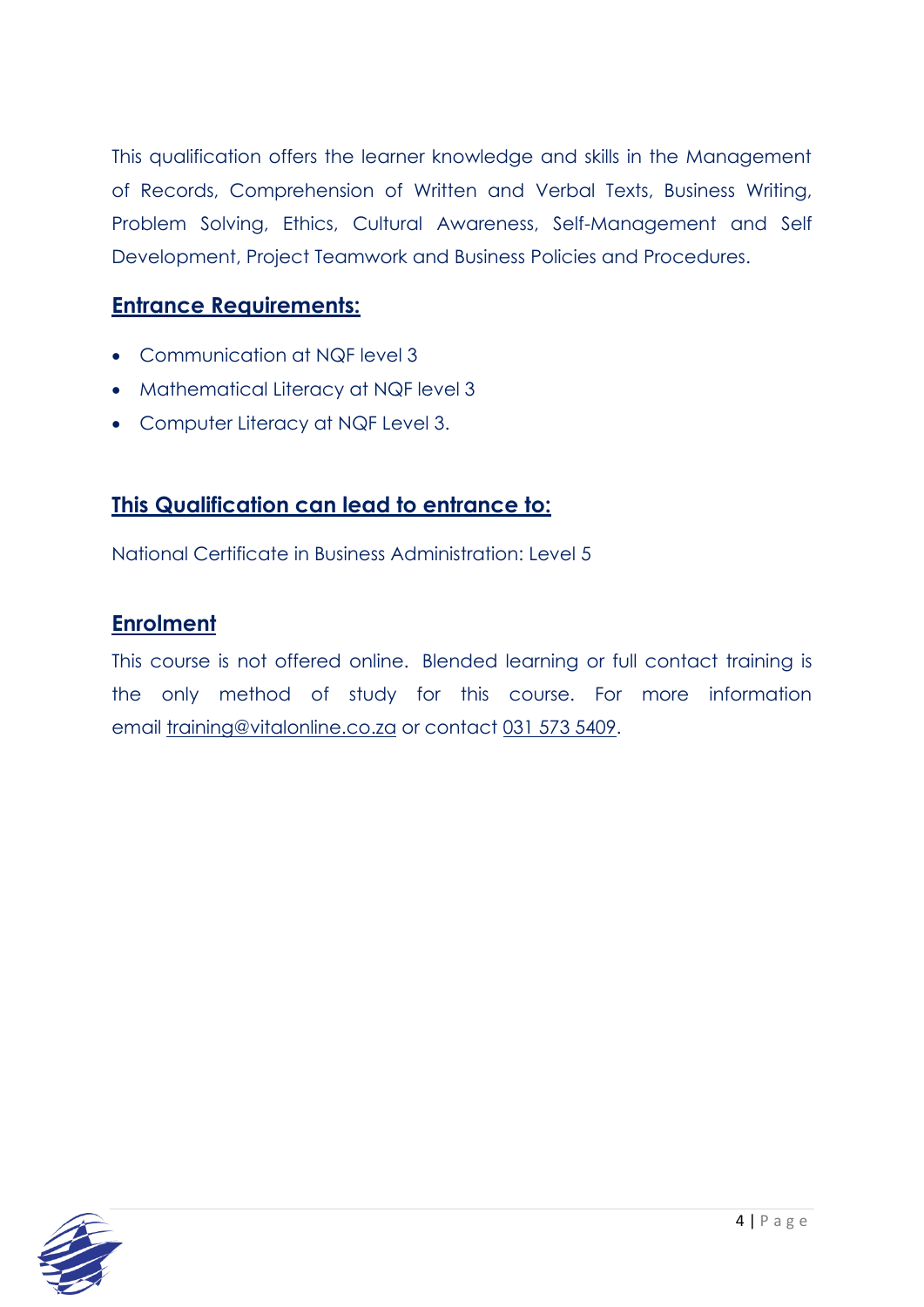This qualification offers the learner knowledge and skills in the Management of Records, Comprehension of Written and Verbal Texts, Business Writing, Problem Solving, Ethics, Cultural Awareness, Self-Management and Self Development, Project Teamwork and Business Policies and Procedures.

## Entrance Requirements:

- Communication at NQF level 3
- Mathematical Literacy at NQF level 3
- Computer Literacy at NQF Level 3.

## This Qualification can lead to entrance to:

National Certificate in Business Administration: Level 5

## Enrolment

This course is not offered online. Blended learning or full contact training is the only method of study for this course. For more information email training@vitalonline.co.za or contact 031 573 5409.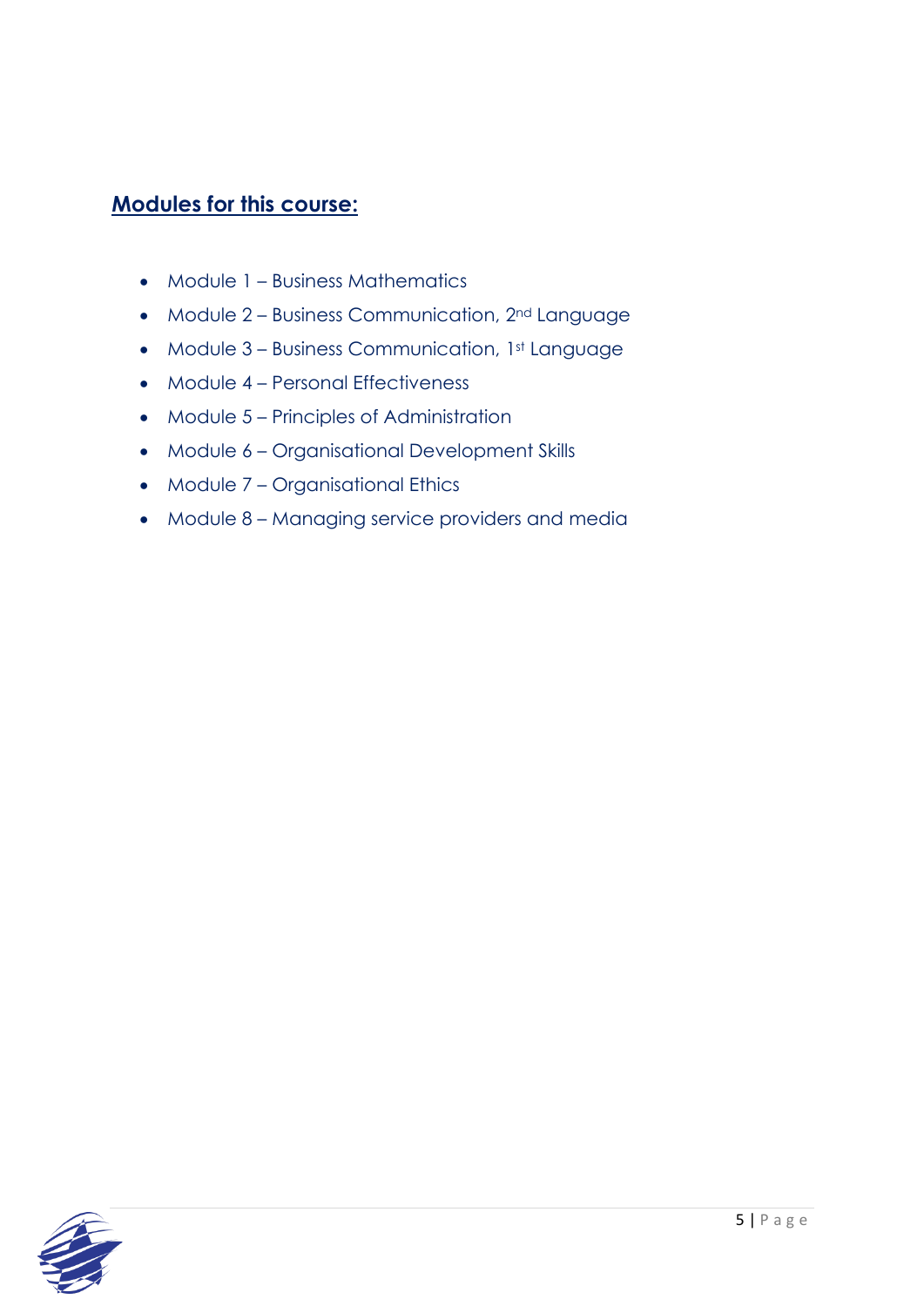## Modules for this course:

- Module 1 – Business Mathematics
- Module 2 – Business Communication, 2nd Language
- Module 3 – Business Communication, 1st Language
- Module 4 – Personal Effectiveness
- Module 5 – Principles of Administration
- Module 6 – Organisational Development Skills
- Module 7 – Organisational Ethics
- Module 8 – Managing service providers and media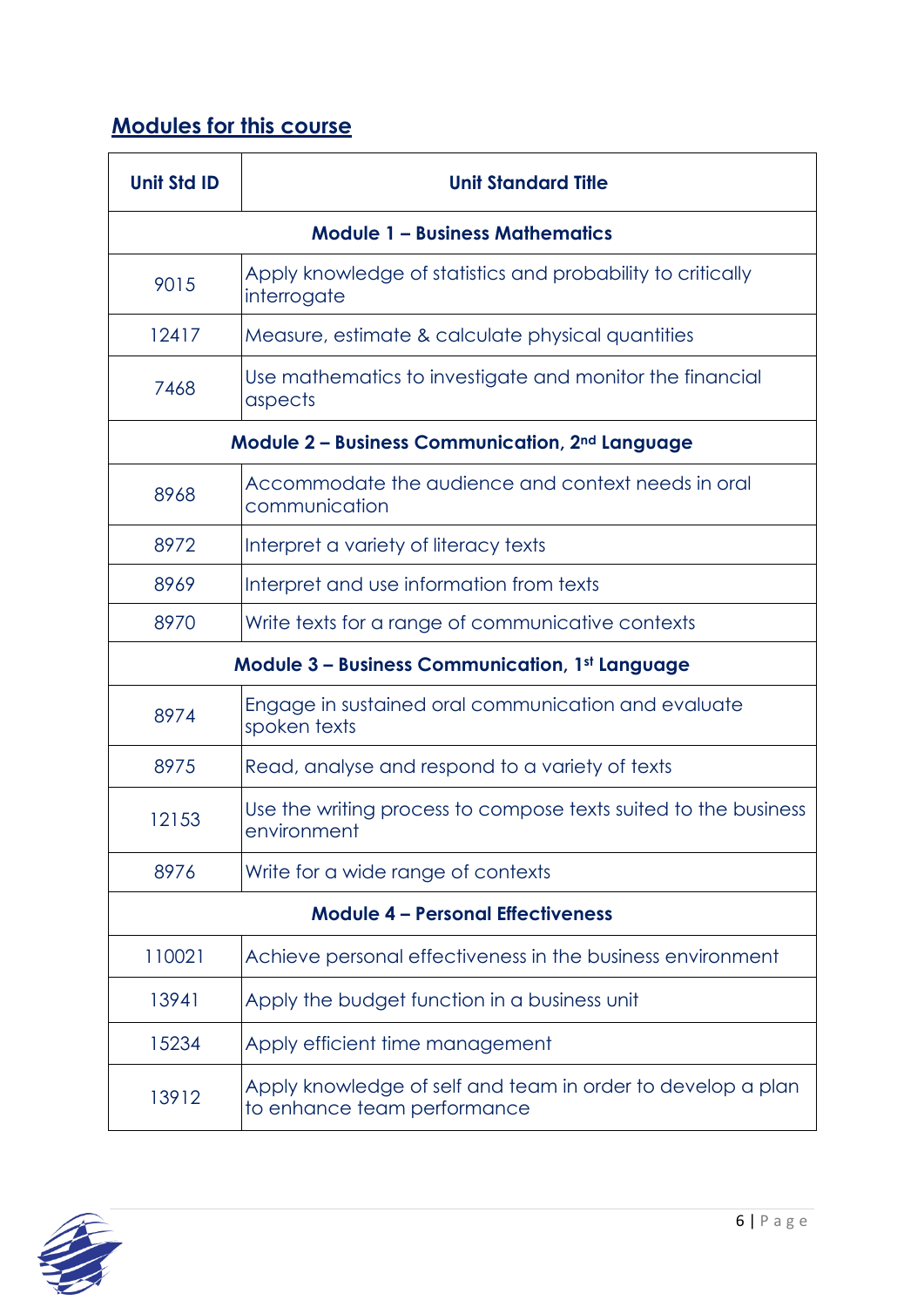## Modules for this course

| Unit Std ID | Unit Standard Title |
|---|---|
| **Module 1 – Business Mathematics** | |
| 9015 | Apply knowledge of statistics and probability to critically interrogate |
| 12417 | Measure, estimate & calculate physical quantities |
| 7468 | Use mathematics to investigate and monitor the financial aspects |
| **Module 2 – Business Communication, 2nd Language** | |
| 8968 | Accommodate the audience and context needs in oral communication |
| 8972 | Interpret a variety of literacy texts |
| 8969 | Interpret and use information from texts |
| 8970 | Write texts for a range of communicative contexts |
| **Module 3 – Business Communication, 1st Language** | |
| 8974 | Engage in sustained oral communication and evaluate spoken texts |
| 8975 | Read, analyse and respond to a variety of texts |
| 12153 | Use the writing process to compose texts suited to the business environment |
| 8976 | Write for a wide range of contexts |
| **Module 4 – Personal Effectiveness** | |
| 110021 | Achieve personal effectiveness in the business environment |
| 13941 | Apply the budget function in a business unit |
| 15234 | Apply efficient time management |
| 13912 | Apply knowledge of self and team in order to develop a plan to enhance team performance |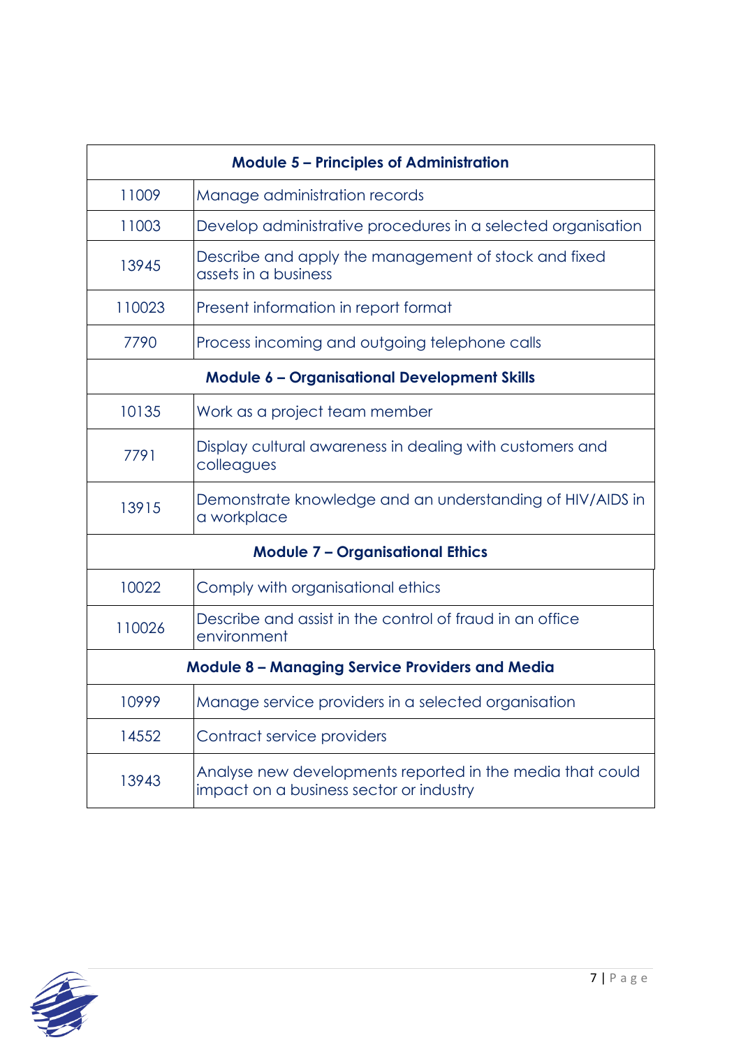| Module 5 – Principles of Administration | |
| --- | --- |
| 11009 | Manage administration records |
| 11003 | Develop administrative procedures in a selected organisation |
| 13945 | Describe and apply the management of stock and fixed assets in a business |
| 110023 | Present information in report format |
| 7790 | Process incoming and outgoing telephone calls |
| **Module 6 – Organisational Development Skills** | |
| 10135 | Work as a project team member |
| 7791 | Display cultural awareness in dealing with customers and colleagues |
| 13915 | Demonstrate knowledge and an understanding of HIV/AIDS in a workplace |
| **Module 7 – Organisational Ethics** | |
| 10022 | Comply with organisational ethics |
| 110026 | Describe and assist in the control of fraud in an office environment |
| **Module 8 – Managing Service Providers and Media** | |
| 10999 | Manage service providers in a selected organisation |
| 14552 | Contract service providers |
| 13943 | Analyse new developments reported in the media that could impact on a business sector or industry |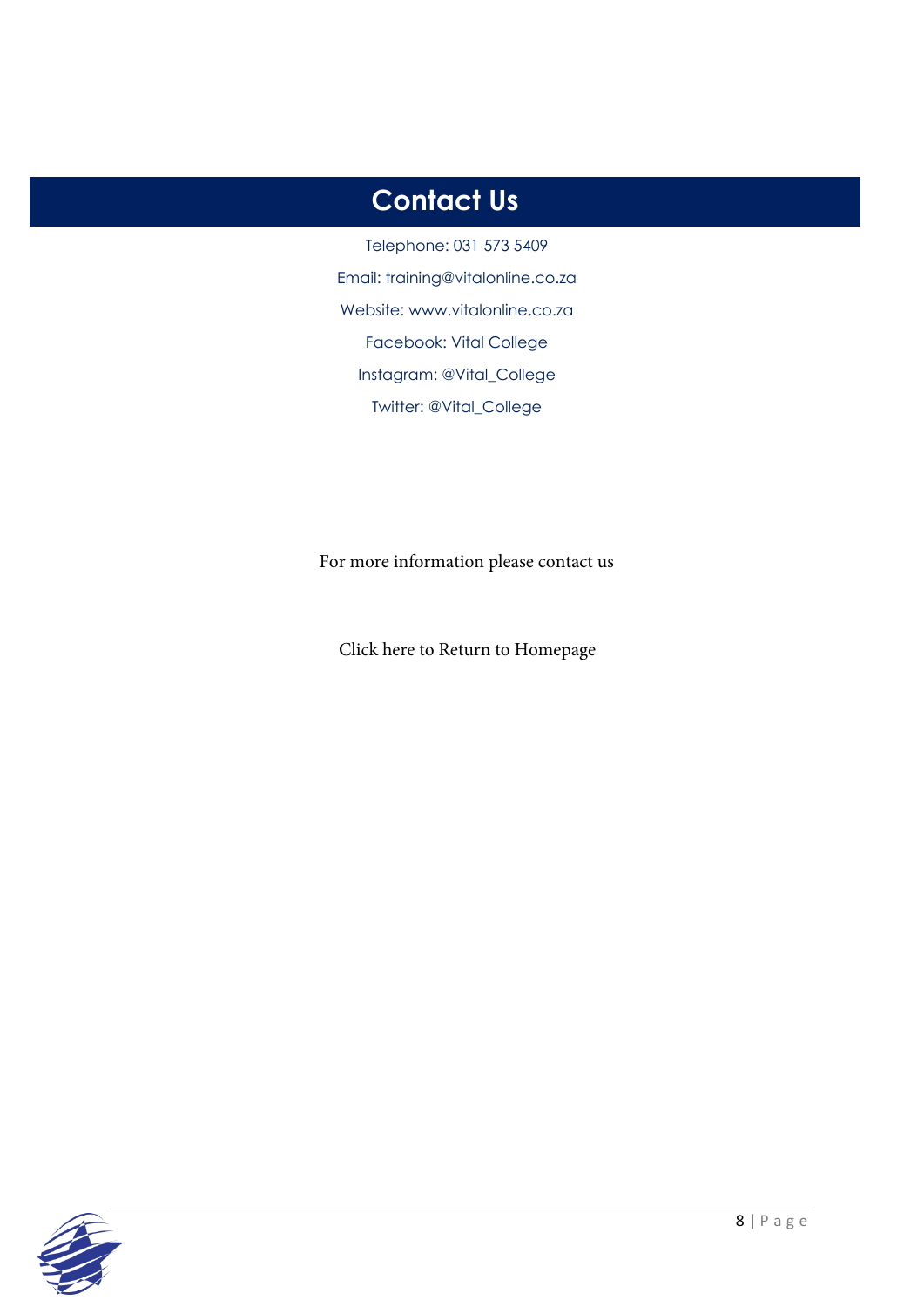# Contact Us

Telephone: 031 573 5409

Email: training@vitalonline.co.za

Website: www.vitalonline.co.za

Facebook: Vital College

Instagram: @Vital_College

Twitter: @Vital_College

For more information please contact us

Click here to Return to Homepage